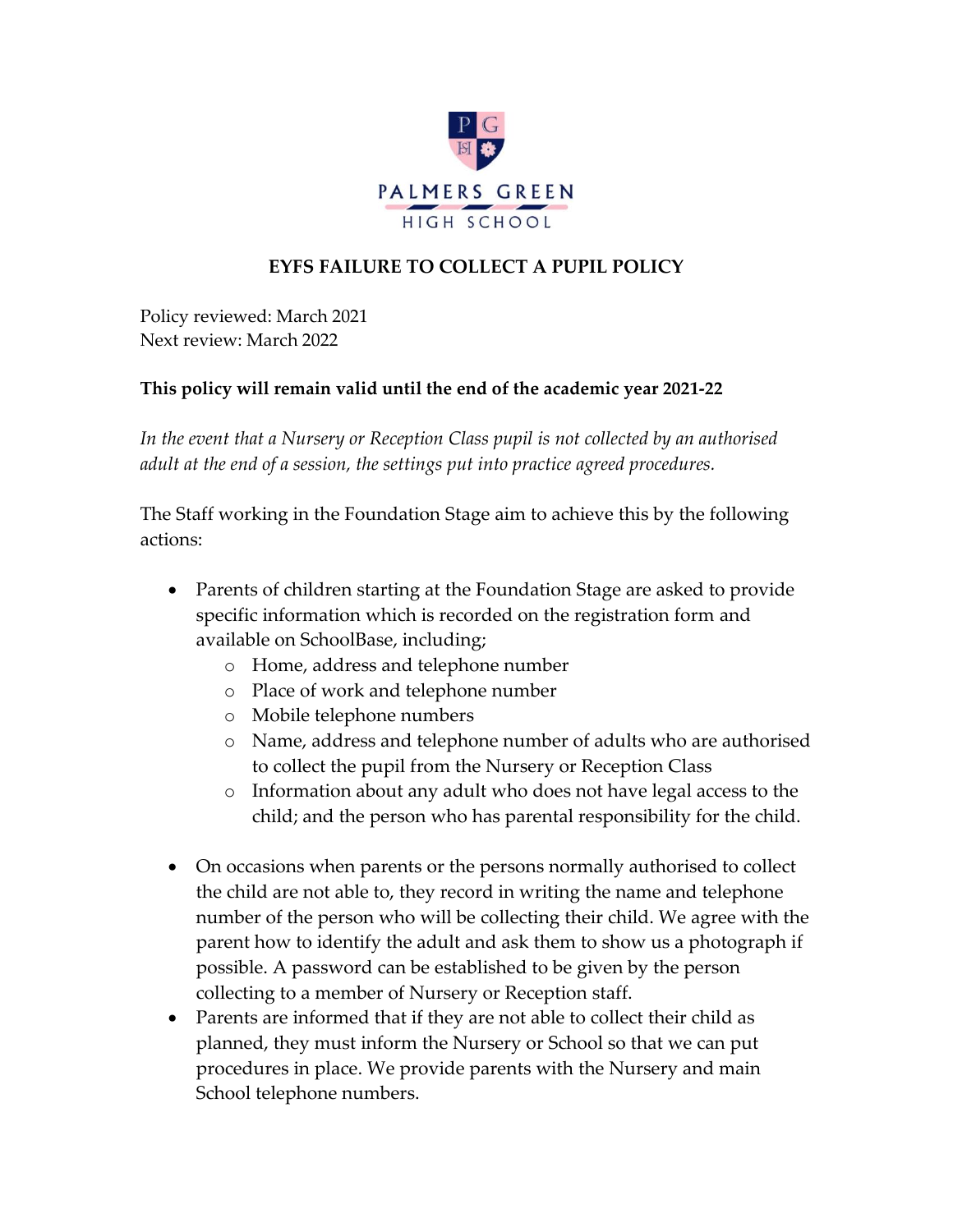PALMERS GREEN
HIGH SCHOOL

# EYFS FAILURE TO COLLECT A PUPIL POLICY

Policy reviewed: March 2021
Next review: March 2022

**This policy will remain valid until the end of the academic year 2021-22**

*In the event that a Nursery or Reception Class pupil is not collected by an authorised adult at the end of a session, the settings put into practice agreed procedures.*

The Staff working in the Foundation Stage aim to achieve this by the following actions:

- Parents of children starting at the Foundation Stage are asked to provide specific information which is recorded on the registration form and available on SchoolBase, including;
  - Home, address and telephone number
  - Place of work and telephone number
  - Mobile telephone numbers
  - Name, address and telephone number of adults who are authorised to collect the pupil from the Nursery or Reception Class
  - Information about any adult who does not have legal access to the child; and the person who has parental responsibility for the child.

- On occasions when parents or the persons normally authorised to collect the child are not able to, they record in writing the name and telephone number of the person who will be collecting their child. We agree with the parent how to identify the adult and ask them to show us a photograph if possible. A password can be established to be given by the person collecting to a member of Nursery or Reception staff.
- Parents are informed that if they are not able to collect their child as planned, they must inform the Nursery or School so that we can put procedures in place. We provide parents with the Nursery and main School telephone numbers.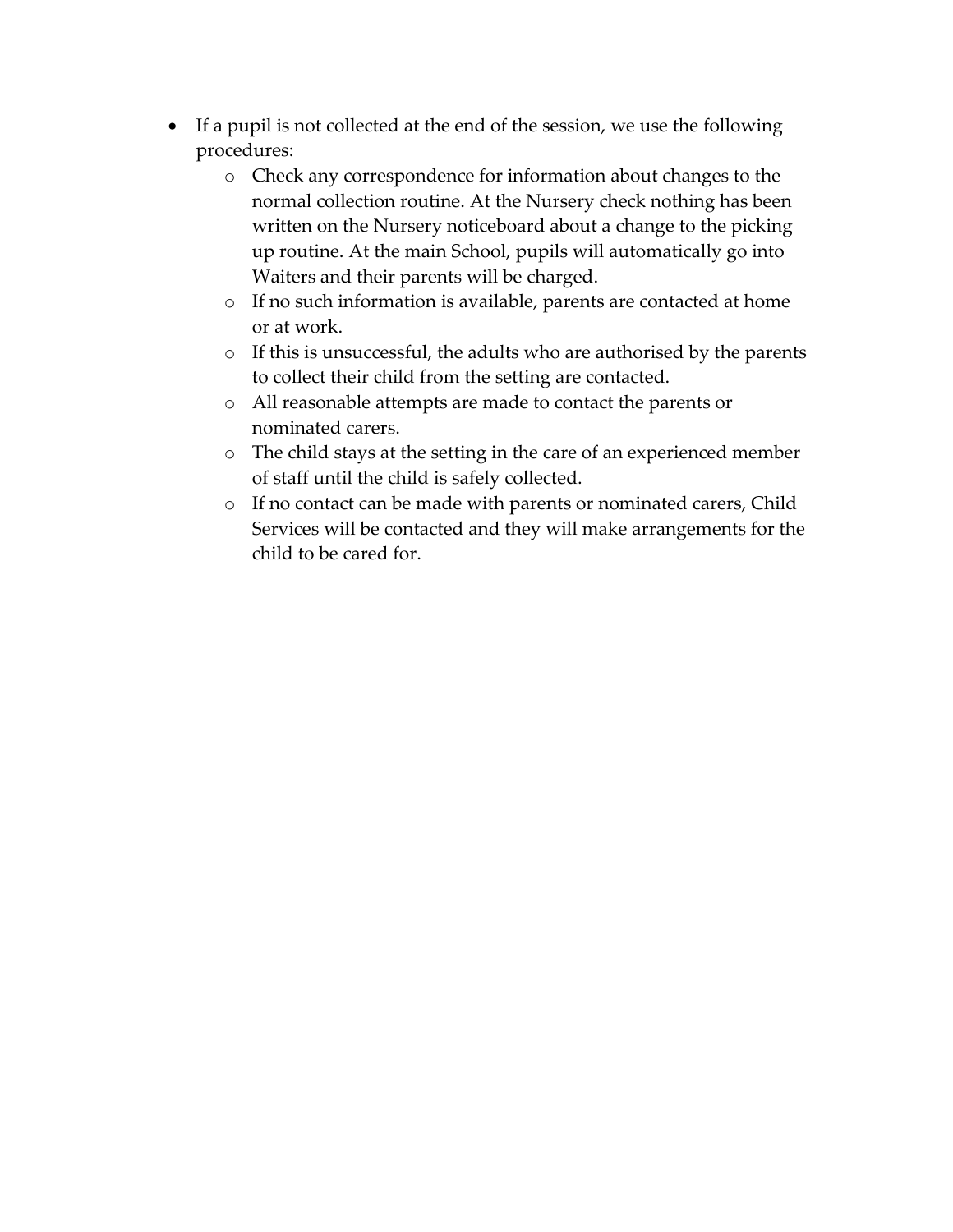- If a pupil is not collected at the end of the session, we use the following procedures:
  - Check any correspondence for information about changes to the normal collection routine. At the Nursery check nothing has been written on the Nursery noticeboard about a change to the picking up routine. At the main School, pupils will automatically go into Waiters and their parents will be charged.
  - If no such information is available, parents are contacted at home or at work.
  - If this is unsuccessful, the adults who are authorised by the parents to collect their child from the setting are contacted.
  - All reasonable attempts are made to contact the parents or nominated carers.
  - The child stays at the setting in the care of an experienced member of staff until the child is safely collected.
  - If no contact can be made with parents or nominated carers, Child Services will be contacted and they will make arrangements for the child to be cared for.